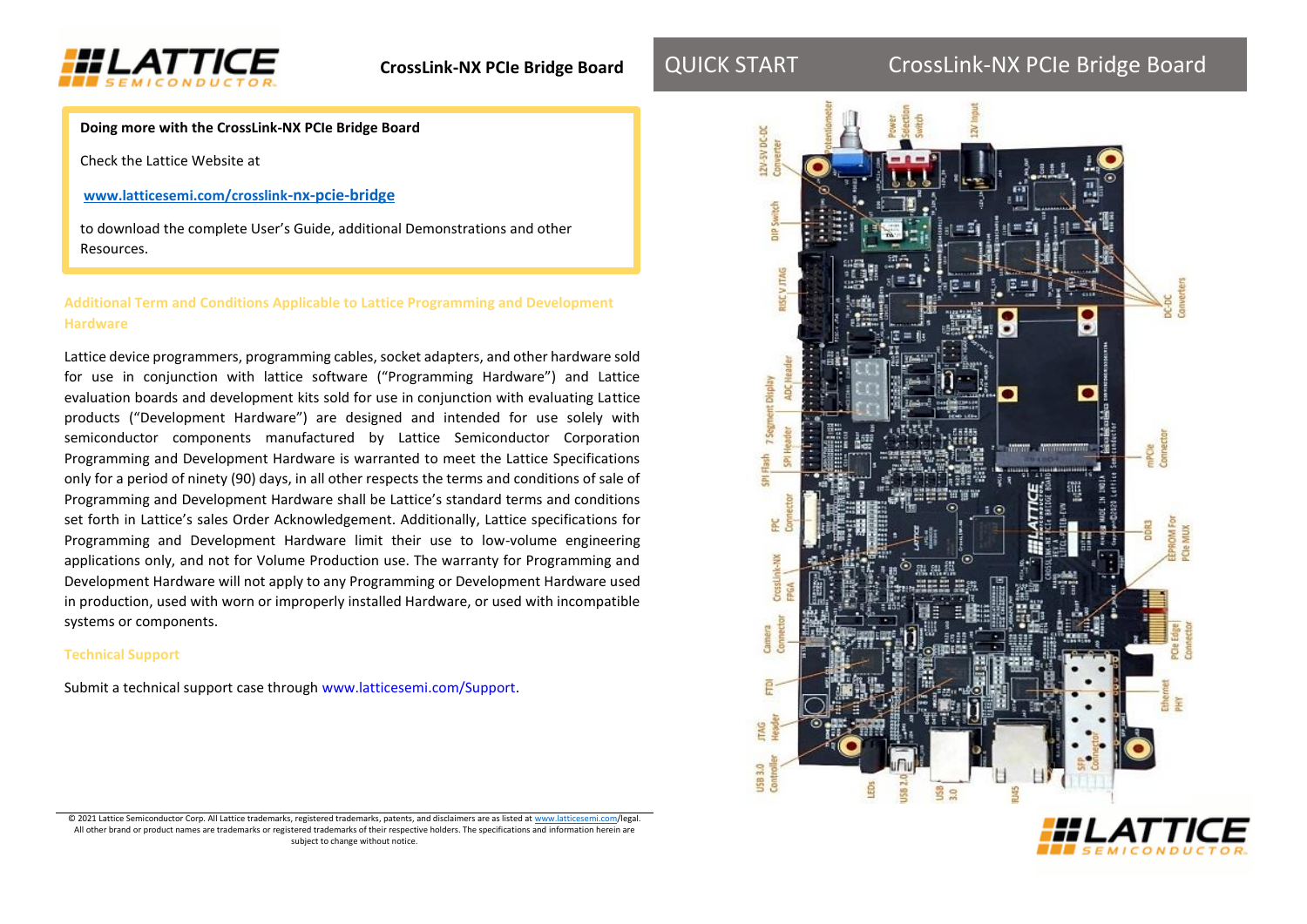**CrossLink-NX PCIe Bridge Board**

**Doing more with the CrossLink-NX PCIe Bridge Board**

Check the Lattice Website at

**www.latticesemi.com/crosslink-nx-pcie-bridge**

to download the complete User's Guide, additional Demonstrations and other Resources.

### Additional Term and Conditions Applicable to Lattice Programming and Development Hardware

Lattice device programmers, programming cables, socket adapters, and other hardware sold for use in conjunction with lattice software ("Programming Hardware") and Lattice evaluation boards and development kits sold for use in conjunction with evaluating Lattice products ("Development Hardware") are designed and intended for use solely with semiconductor components manufactured by Lattice Semiconductor Corporation Programming and Development Hardware is warranted to meet the Lattice Specifications only for a period of ninety (90) days, in all other respects the terms and conditions of sale of Programming and Development Hardware shall be Lattice's standard terms and conditions set forth in Lattice's sales Order Acknowledgement. Additionally, Lattice specifications for Programming and Development Hardware limit their use to low-volume engineering applications only, and not for Volume Production use. The warranty for Programming and Development Hardware will not apply to any Programming or Development Hardware used in production, used with worn or improperly installed Hardware, or used with incompatible systems or components.

### Technical Support

Submit a technical support case through www.latticesemi.com/Support.

© 2021 Lattice Semiconductor Corp. All Lattice trademarks, registered trademarks, patents, and disclaimers are as listed at www.latticesemi.com/legal. All other brand or product names are trademarks or registered trademarks of their respective holders. The specifications and information herein are subject to change without notice.

# QUICK START CrossLink-NX PCIe Bridge Board

Potentiometer, Power Selection Switch, 12V Input, 12V-5V DC-DC Converter, DIP Switch, RISC V JTAG, DC-DC Converters, ADC Header, 7 Segment Display, SPI Header, SPI Flash, mPCIe Connector, FPC Connector, DDR3, EEPROM For PCIe MUX, CrossLink-NX FPGA, Camera Connector, PCIe Edge Connector, FTDI, Ethernet PHY, JTAG Header, SFP Connector, USB 3.0 Controller, LEDs, USB 2.0, USB 3.0, RJ45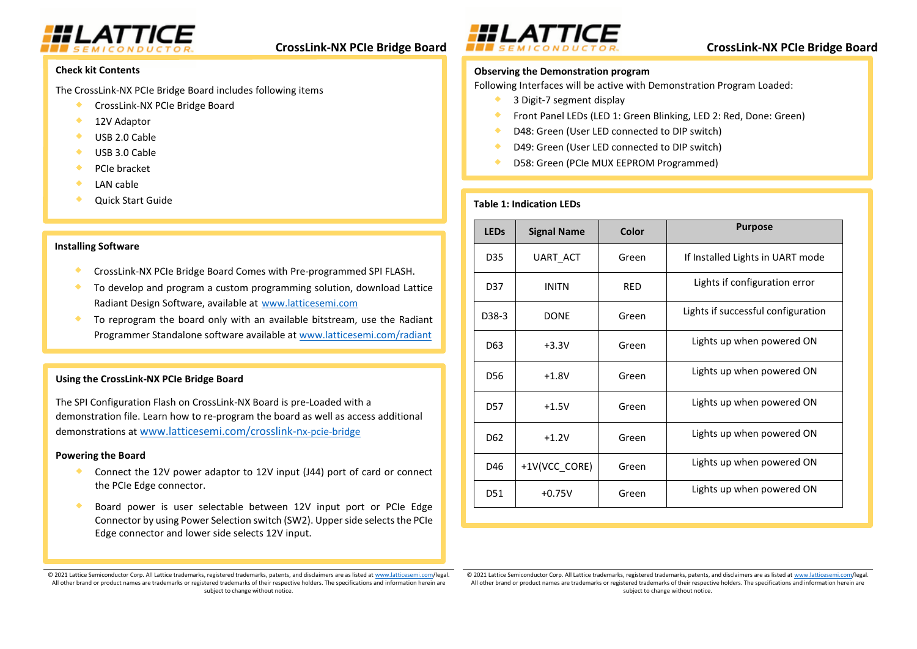## Check kit Contents

The CrossLink-NX PCIe Bridge Board includes following items

- CrossLink-NX PCIe Bridge Board
- 12V Adaptor
- USB 2.0 Cable
- USB 3.0 Cable
- PCIe bracket
- LAN cable
- Quick Start Guide

## Installing Software

- CrossLink-NX PCIe Bridge Board Comes with Pre-programmed SPI FLASH.
- To develop and program a custom programming solution, download Lattice Radiant Design Software, available at www.latticesemi.com
- To reprogram the board only with an available bitstream, use the Radiant Programmer Standalone software available at www.latticesemi.com/radiant

## Using the CrossLink-NX PCIe Bridge Board

The SPI Configuration Flash on CrossLink-NX Board is pre-Loaded with a demonstration file. Learn how to re-program the board as well as access additional demonstrations at www.latticesemi.com/crosslink-nx-pcie-bridge

### Powering the Board

- Connect the 12V power adaptor to 12V input (J44) port of card or connect the PCIe Edge connector.
- Board power is user selectable between 12V input port or PCIe Edge Connector by using Power Selection switch (SW2). Upper side selects the PCIe Edge connector and lower side selects 12V input.

## Observing the Demonstration program

Following Interfaces will be active with Demonstration Program Loaded:

- 3 Digit-7 segment display
- Front Panel LEDs (LED 1: Green Blinking, LED 2: Red, Done: Green)
- D48: Green (User LED connected to DIP switch)
- D49: Green (User LED connected to DIP switch)
- D58: Green (PCIe MUX EEPROM Programmed)

**Table 1: Indication LEDs**

| LEDs | Signal Name | Color | Purpose |
|---|---|---|---|
| D35 | UART_ACT | Green | If Installed Lights in UART mode |
| D37 | INITN | RED | Lights if configuration error |
| D38-3 | DONE | Green | Lights if successful configuration |
| D63 | +3.3V | Green | Lights up when powered ON |
| D56 | +1.8V | Green | Lights up when powered ON |
| D57 | +1.5V | Green | Lights up when powered ON |
| D62 | +1.2V | Green | Lights up when powered ON |
| D46 | +1V(VCC_CORE) | Green | Lights up when powered ON |
| D51 | +0.75V | Green | Lights up when powered ON |

© 2021 Lattice Semiconductor Corp. All Lattice trademarks, registered trademarks, patents, and disclaimers are as listed at www.latticesemi.com/legal. All other brand or product names are trademarks or registered trademarks of their respective holders. The specifications and information herein are subject to change without notice.